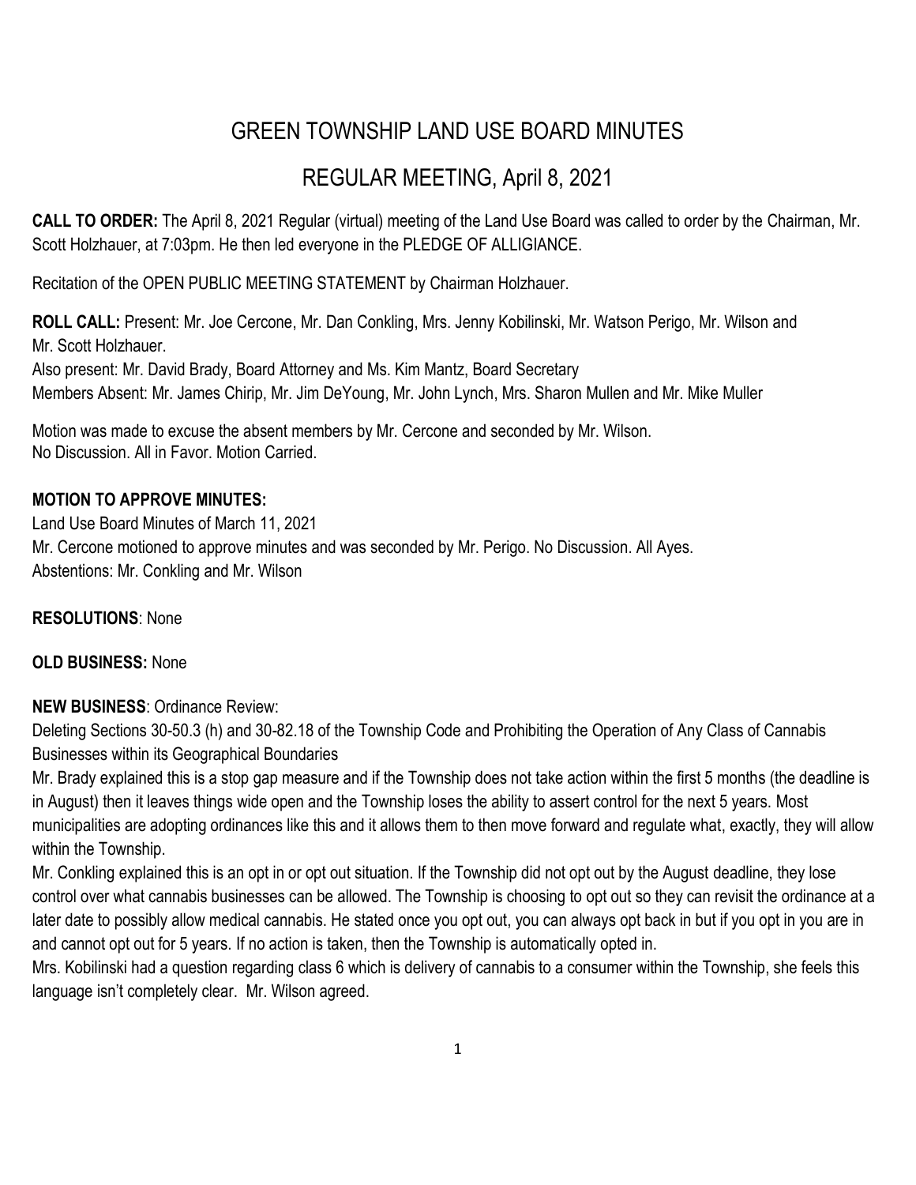# GREEN TOWNSHIP LAND USE BOARD MINUTES

## REGULAR MEETING, April 8, 2021

**CALL TO ORDER:** The April 8, 2021 Regular (virtual) meeting of the Land Use Board was called to order by the Chairman, Mr. Scott Holzhauer, at 7:03pm. He then led everyone in the PLEDGE OF ALLIGIANCE.

Recitation of the OPEN PUBLIC MEETING STATEMENT by Chairman Holzhauer.

**ROLL CALL:** Present: Mr. Joe Cercone, Mr. Dan Conkling, Mrs. Jenny Kobilinski, Mr. Watson Perigo, Mr. Wilson and Mr. Scott Holzhauer.
Also present: Mr. David Brady, Board Attorney and Ms. Kim Mantz, Board Secretary
Members Absent: Mr. James Chirip, Mr. Jim DeYoung, Mr. John Lynch, Mrs. Sharon Mullen and Mr. Mike Muller

Motion was made to excuse the absent members by Mr. Cercone and seconded by Mr. Wilson.
No Discussion. All in Favor. Motion Carried.

**MOTION TO APPROVE MINUTES:**
Land Use Board Minutes of March 11, 2021
Mr. Cercone motioned to approve minutes and was seconded by Mr. Perigo. No Discussion. All Ayes.
Abstentions: Mr. Conkling and Mr. Wilson

**RESOLUTIONS**: None

**OLD BUSINESS:** None

**NEW BUSINESS**: Ordinance Review:
Deleting Sections 30-50.3 (h) and 30-82.18 of the Township Code and Prohibiting the Operation of Any Class of Cannabis Businesses within its Geographical Boundaries
Mr. Brady explained this is a stop gap measure and if the Township does not take action within the first 5 months (the deadline is in August) then it leaves things wide open and the Township loses the ability to assert control for the next 5 years. Most municipalities are adopting ordinances like this and it allows them to then move forward and regulate what, exactly, they will allow within the Township.
Mr. Conkling explained this is an opt in or opt out situation. If the Township did not opt out by the August deadline, they lose control over what cannabis businesses can be allowed. The Township is choosing to opt out so they can revisit the ordinance at a later date to possibly allow medical cannabis. He stated once you opt out, you can always opt back in but if you opt in you are in and cannot opt out for 5 years. If no action is taken, then the Township is automatically opted in.
Mrs. Kobilinski had a question regarding class 6 which is delivery of cannabis to a consumer within the Township, she feels this language isn't completely clear. Mr. Wilson agreed.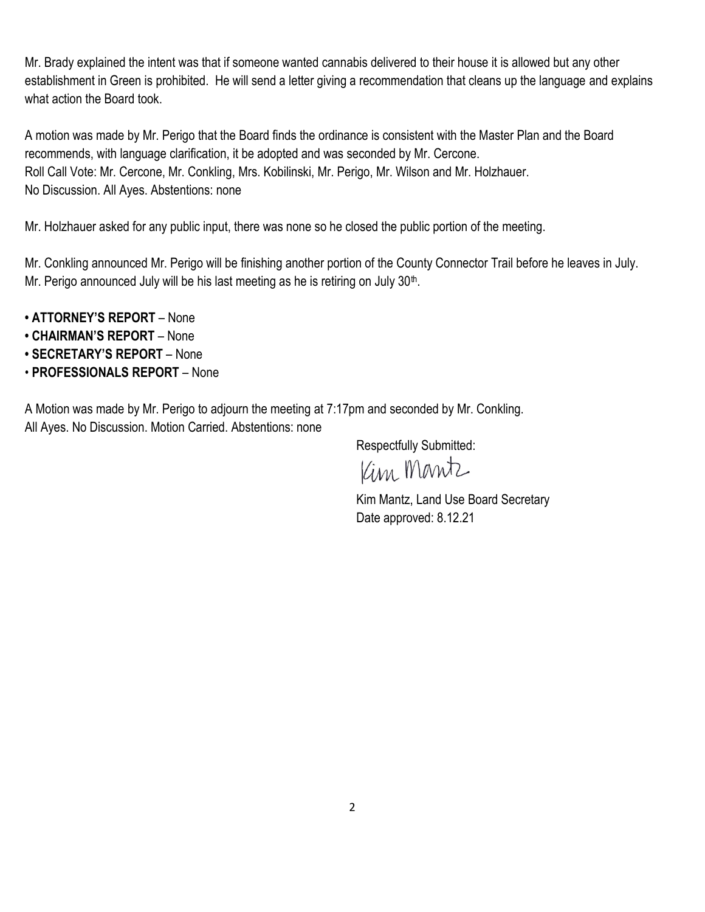Mr. Brady explained the intent was that if someone wanted cannabis delivered to their house it is allowed but any other establishment in Green is prohibited. He will send a letter giving a recommendation that cleans up the language and explains what action the Board took.

A motion was made by Mr. Perigo that the Board finds the ordinance is consistent with the Master Plan and the Board recommends, with language clarification, it be adopted and was seconded by Mr. Cercone.
Roll Call Vote: Mr. Cercone, Mr. Conkling, Mrs. Kobilinski, Mr. Perigo, Mr. Wilson and Mr. Holzhauer.
No Discussion. All Ayes. Abstentions: none

Mr. Holzhauer asked for any public input, there was none so he closed the public portion of the meeting.

Mr. Conkling announced Mr. Perigo will be finishing another portion of the County Connector Trail before he leaves in July. Mr. Perigo announced July will be his last meeting as he is retiring on July 30th.

- **ATTORNEY'S REPORT** – None
- **CHAIRMAN'S REPORT** – None
- **SECRETARY'S REPORT** – None
- **PROFESSIONALS REPORT** – None

A Motion was made by Mr. Perigo to adjourn the meeting at 7:17pm and seconded by Mr. Conkling.
All Ayes. No Discussion. Motion Carried. Abstentions: none

Respectfully Submitted:

Kim Mantz

Kim Mantz, Land Use Board Secretary
Date approved: 8.12.21